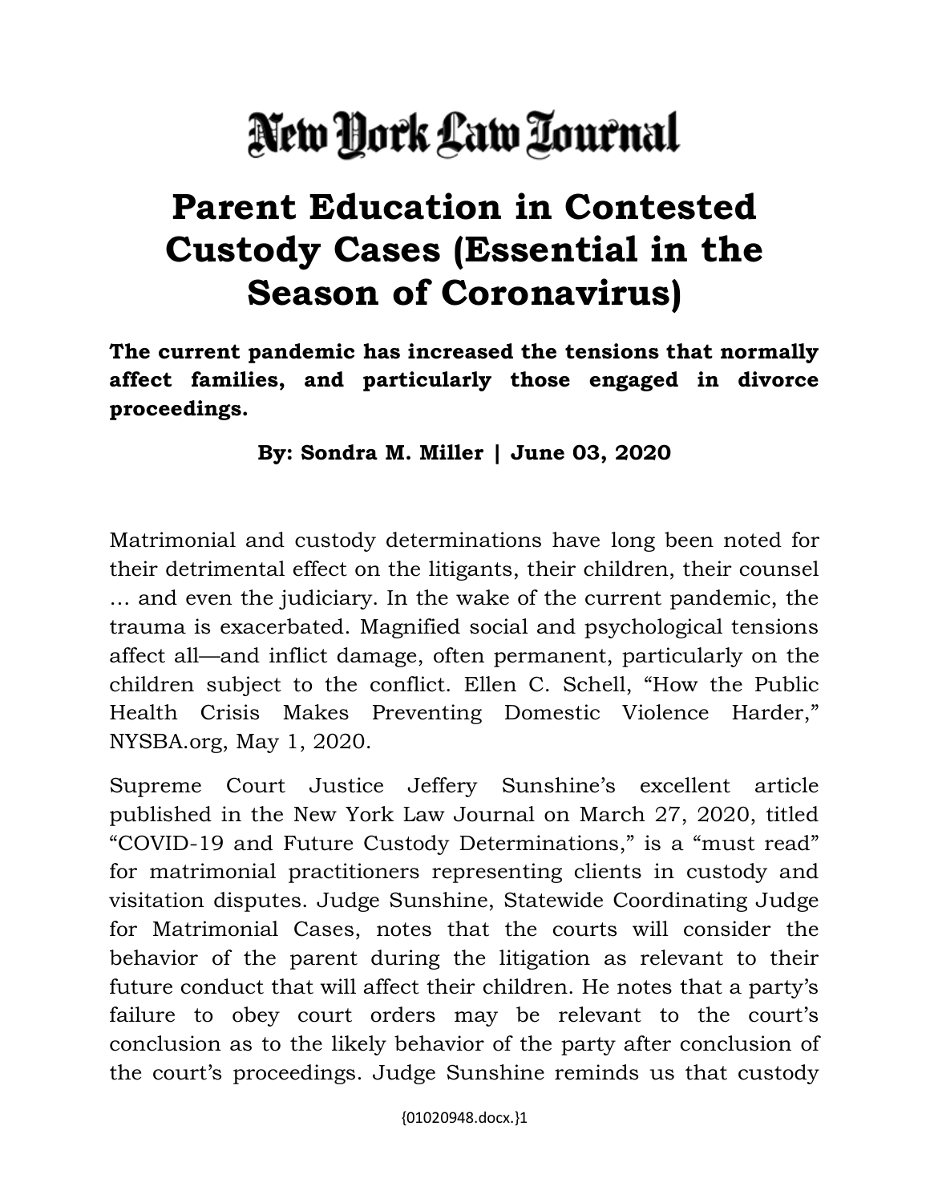New York Law Journal

# Parent Education in Contested Custody Cases (Essential in the Season of Coronavirus)

**The current pandemic has increased the tensions that normally affect families, and particularly those engaged in divorce proceedings.**

**By: Sondra M. Miller | June 03, 2020**

Matrimonial and custody determinations have long been noted for their detrimental effect on the litigants, their children, their counsel … and even the judiciary. In the wake of the current pandemic, the trauma is exacerbated. Magnified social and psychological tensions affect all—and inflict damage, often permanent, particularly on the children subject to the conflict. Ellen C. Schell, "How the Public Health Crisis Makes Preventing Domestic Violence Harder," NYSBA.org, May 1, 2020.

Supreme Court Justice Jeffery Sunshine's excellent article published in the New York Law Journal on March 27, 2020, titled "COVID-19 and Future Custody Determinations," is a "must read" for matrimonial practitioners representing clients in custody and visitation disputes. Judge Sunshine, Statewide Coordinating Judge for Matrimonial Cases, notes that the courts will consider the behavior of the parent during the litigation as relevant to their future conduct that will affect their children. He notes that a party's failure to obey court orders may be relevant to the court's conclusion as to the likely behavior of the party after conclusion of the court's proceedings. Judge Sunshine reminds us that custody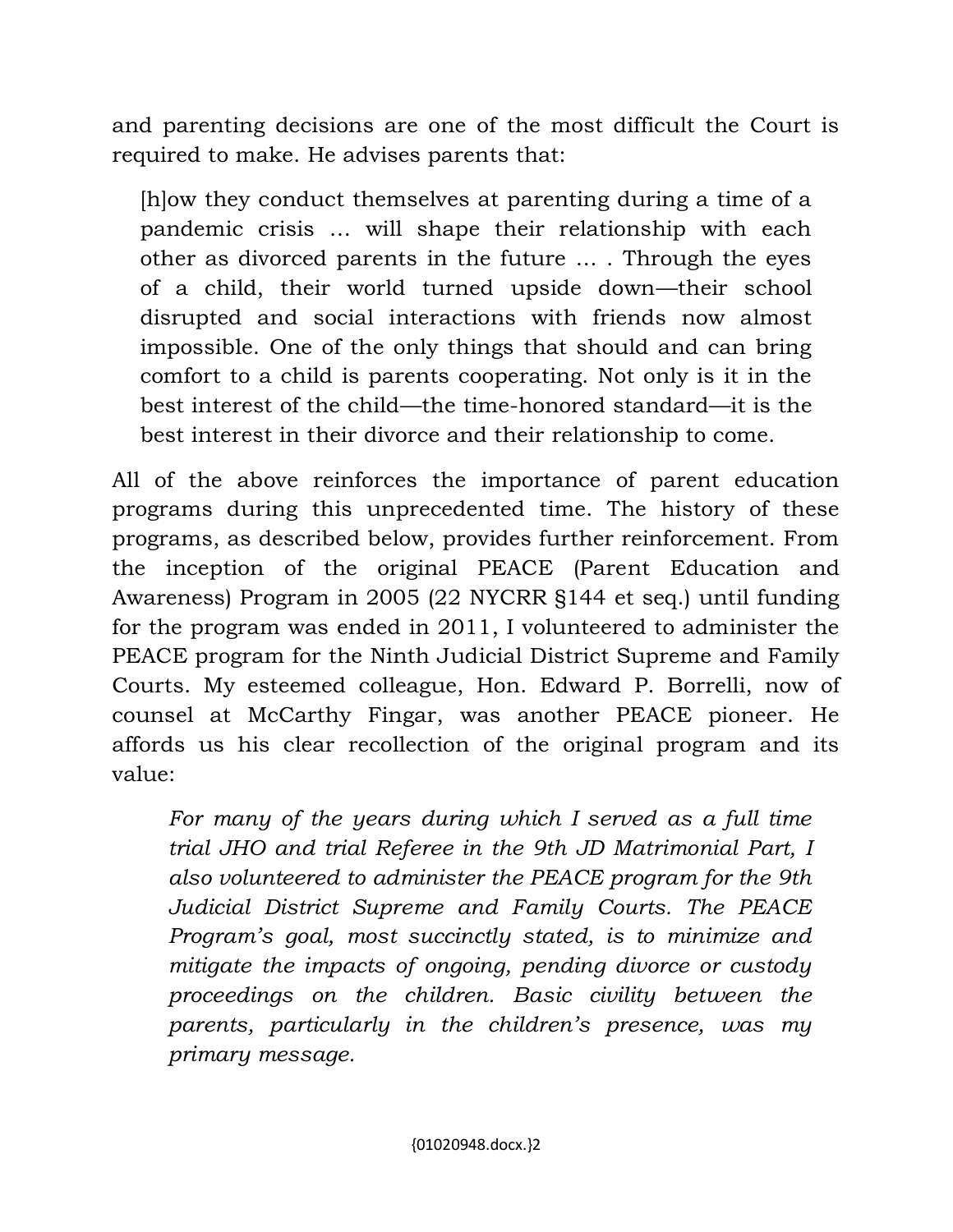and parenting decisions are one of the most difficult the Court is required to make. He advises parents that:

> [h]ow they conduct themselves at parenting during a time of a pandemic crisis … will shape their relationship with each other as divorced parents in the future … . Through the eyes of a child, their world turned upside down—their school disrupted and social interactions with friends now almost impossible. One of the only things that should and can bring comfort to a child is parents cooperating. Not only is it in the best interest of the child—the time-honored standard—it is the best interest in their divorce and their relationship to come.

All of the above reinforces the importance of parent education programs during this unprecedented time. The history of these programs, as described below, provides further reinforcement. From the inception of the original PEACE (Parent Education and Awareness) Program in 2005 (22 NYCRR §144 et seq.) until funding for the program was ended in 2011, I volunteered to administer the PEACE program for the Ninth Judicial District Supreme and Family Courts. My esteemed colleague, Hon. Edward P. Borrelli, now of counsel at McCarthy Fingar, was another PEACE pioneer. He affords us his clear recollection of the original program and its value:

> *For many of the years during which I served as a full time trial JHO and trial Referee in the 9th JD Matrimonial Part, I also volunteered to administer the PEACE program for the 9th Judicial District Supreme and Family Courts. The PEACE Program's goal, most succinctly stated, is to minimize and mitigate the impacts of ongoing, pending divorce or custody proceedings on the children. Basic civility between the parents, particularly in the children's presence, was my primary message.*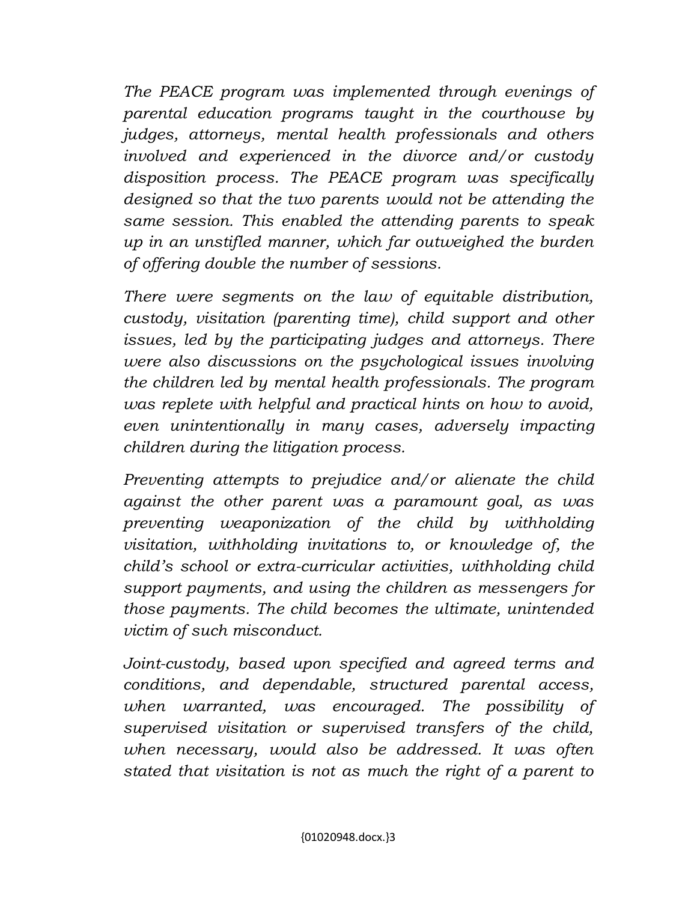*The PEACE program was implemented through evenings of parental education programs taught in the courthouse by judges, attorneys, mental health professionals and others involved and experienced in the divorce and/or custody disposition process. The PEACE program was specifically designed so that the two parents would not be attending the same session. This enabled the attending parents to speak up in an unstifled manner, which far outweighed the burden of offering double the number of sessions.*

*There were segments on the law of equitable distribution, custody, visitation (parenting time), child support and other issues, led by the participating judges and attorneys. There were also discussions on the psychological issues involving the children led by mental health professionals. The program was replete with helpful and practical hints on how to avoid, even unintentionally in many cases, adversely impacting children during the litigation process.*

*Preventing attempts to prejudice and/or alienate the child against the other parent was a paramount goal, as was preventing weaponization of the child by withholding visitation, withholding invitations to, or knowledge of, the child's school or extra-curricular activities, withholding child support payments, and using the children as messengers for those payments. The child becomes the ultimate, unintended victim of such misconduct.*

*Joint-custody, based upon specified and agreed terms and conditions, and dependable, structured parental access, when warranted, was encouraged. The possibility of supervised visitation or supervised transfers of the child, when necessary, would also be addressed. It was often stated that visitation is not as much the right of a parent to*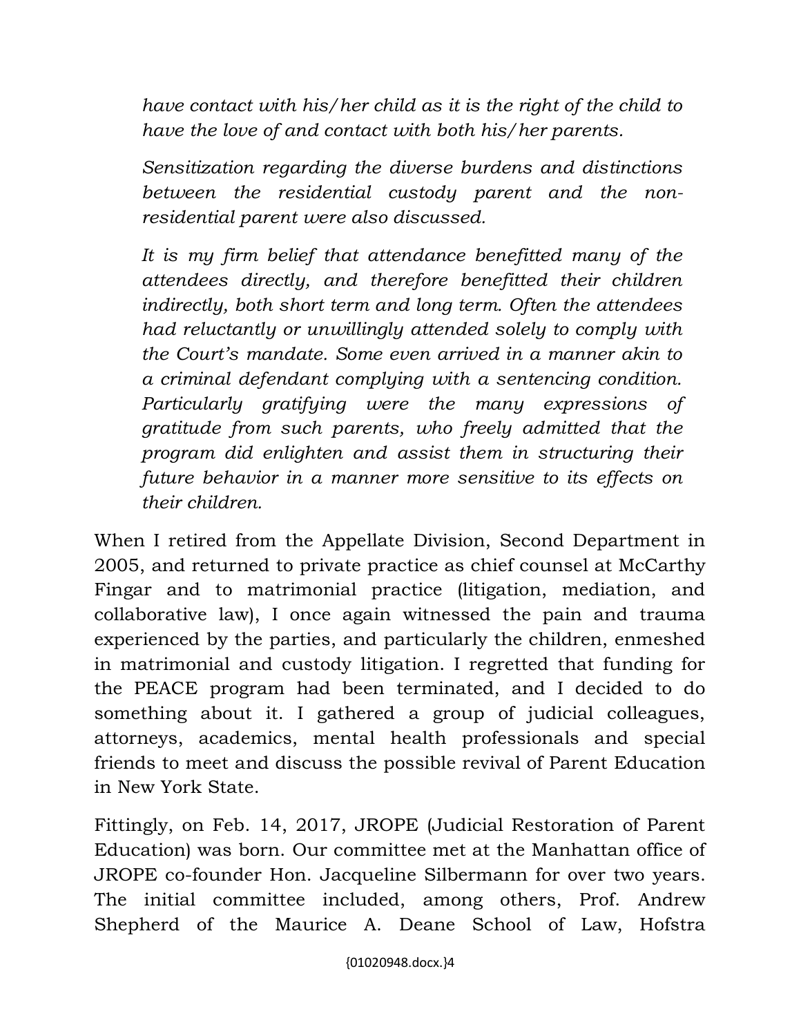> *have contact with his/her child as it is the right of the child to have the love of and contact with both his/her parents.*
>
> *Sensitization regarding the diverse burdens and distinctions between the residential custody parent and the non-residential parent were also discussed.*
>
> *It is my firm belief that attendance benefitted many of the attendees directly, and therefore benefitted their children indirectly, both short term and long term. Often the attendees had reluctantly or unwillingly attended solely to comply with the Court's mandate. Some even arrived in a manner akin to a criminal defendant complying with a sentencing condition. Particularly gratifying were the many expressions of gratitude from such parents, who freely admitted that the program did enlighten and assist them in structuring their future behavior in a manner more sensitive to its effects on their children.*

When I retired from the Appellate Division, Second Department in 2005, and returned to private practice as chief counsel at McCarthy Fingar and to matrimonial practice (litigation, mediation, and collaborative law), I once again witnessed the pain and trauma experienced by the parties, and particularly the children, enmeshed in matrimonial and custody litigation. I regretted that funding for the PEACE program had been terminated, and I decided to do something about it. I gathered a group of judicial colleagues, attorneys, academics, mental health professionals and special friends to meet and discuss the possible revival of Parent Education in New York State.

Fittingly, on Feb. 14, 2017, JROPE (Judicial Restoration of Parent Education) was born. Our committee met at the Manhattan office of JROPE co-founder Hon. Jacqueline Silbermann for over two years. The initial committee included, among others, Prof. Andrew Shepherd of the Maurice A. Deane School of Law, Hofstra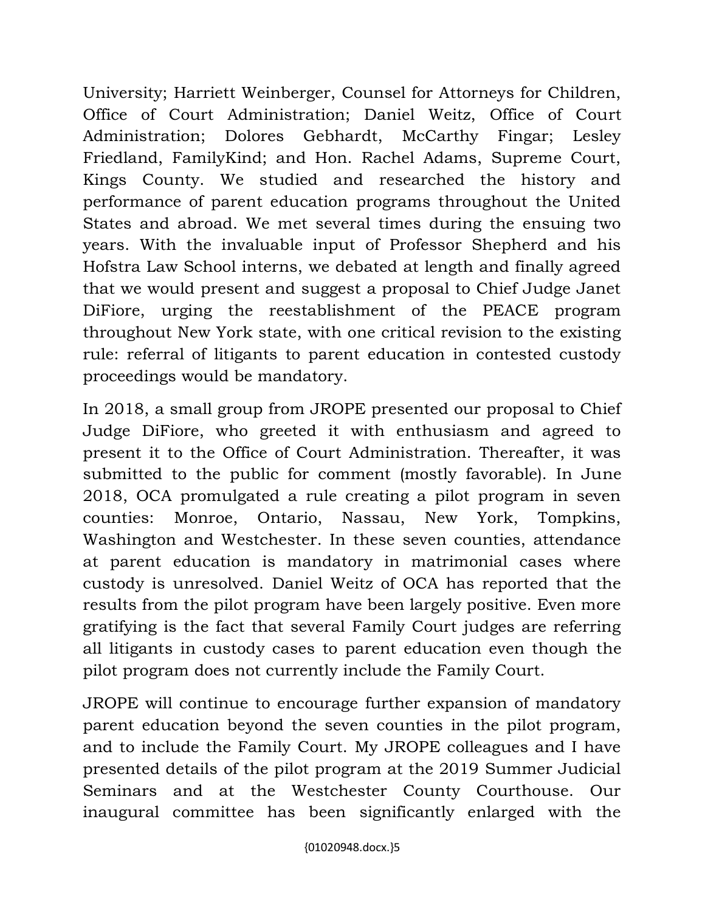University; Harriett Weinberger, Counsel for Attorneys for Children, Office of Court Administration; Daniel Weitz, Office of Court Administration; Dolores Gebhardt, McCarthy Fingar; Lesley Friedland, FamilyKind; and Hon. Rachel Adams, Supreme Court, Kings County. We studied and researched the history and performance of parent education programs throughout the United States and abroad. We met several times during the ensuing two years. With the invaluable input of Professor Shepherd and his Hofstra Law School interns, we debated at length and finally agreed that we would present and suggest a proposal to Chief Judge Janet DiFiore, urging the reestablishment of the PEACE program throughout New York state, with one critical revision to the existing rule: referral of litigants to parent education in contested custody proceedings would be mandatory.

In 2018, a small group from JROPE presented our proposal to Chief Judge DiFiore, who greeted it with enthusiasm and agreed to present it to the Office of Court Administration. Thereafter, it was submitted to the public for comment (mostly favorable). In June 2018, OCA promulgated a rule creating a pilot program in seven counties: Monroe, Ontario, Nassau, New York, Tompkins, Washington and Westchester. In these seven counties, attendance at parent education is mandatory in matrimonial cases where custody is unresolved. Daniel Weitz of OCA has reported that the results from the pilot program have been largely positive. Even more gratifying is the fact that several Family Court judges are referring all litigants in custody cases to parent education even though the pilot program does not currently include the Family Court.

JROPE will continue to encourage further expansion of mandatory parent education beyond the seven counties in the pilot program, and to include the Family Court. My JROPE colleagues and I have presented details of the pilot program at the 2019 Summer Judicial Seminars and at the Westchester County Courthouse. Our inaugural committee has been significantly enlarged with the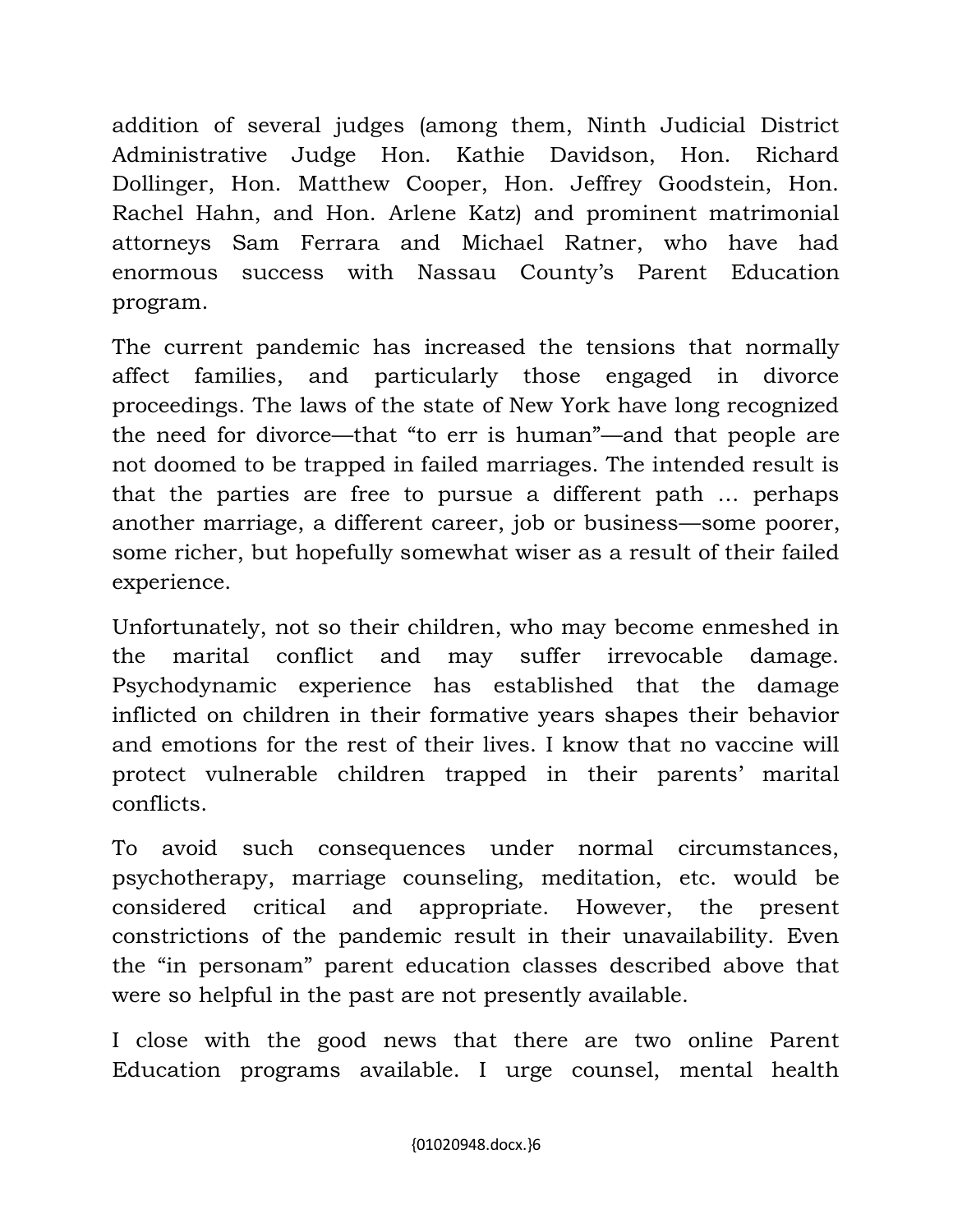addition of several judges (among them, Ninth Judicial District Administrative Judge Hon. Kathie Davidson, Hon. Richard Dollinger, Hon. Matthew Cooper, Hon. Jeffrey Goodstein, Hon. Rachel Hahn, and Hon. Arlene Katz) and prominent matrimonial attorneys Sam Ferrara and Michael Ratner, who have had enormous success with Nassau County's Parent Education program.

The current pandemic has increased the tensions that normally affect families, and particularly those engaged in divorce proceedings. The laws of the state of New York have long recognized the need for divorce—that "to err is human"—and that people are not doomed to be trapped in failed marriages. The intended result is that the parties are free to pursue a different path … perhaps another marriage, a different career, job or business—some poorer, some richer, but hopefully somewhat wiser as a result of their failed experience.

Unfortunately, not so their children, who may become enmeshed in the marital conflict and may suffer irrevocable damage. Psychodynamic experience has established that the damage inflicted on children in their formative years shapes their behavior and emotions for the rest of their lives. I know that no vaccine will protect vulnerable children trapped in their parents' marital conflicts.

To avoid such consequences under normal circumstances, psychotherapy, marriage counseling, meditation, etc. would be considered critical and appropriate. However, the present constrictions of the pandemic result in their unavailability. Even the "in personam" parent education classes described above that were so helpful in the past are not presently available.

I close with the good news that there are two online Parent Education programs available. I urge counsel, mental health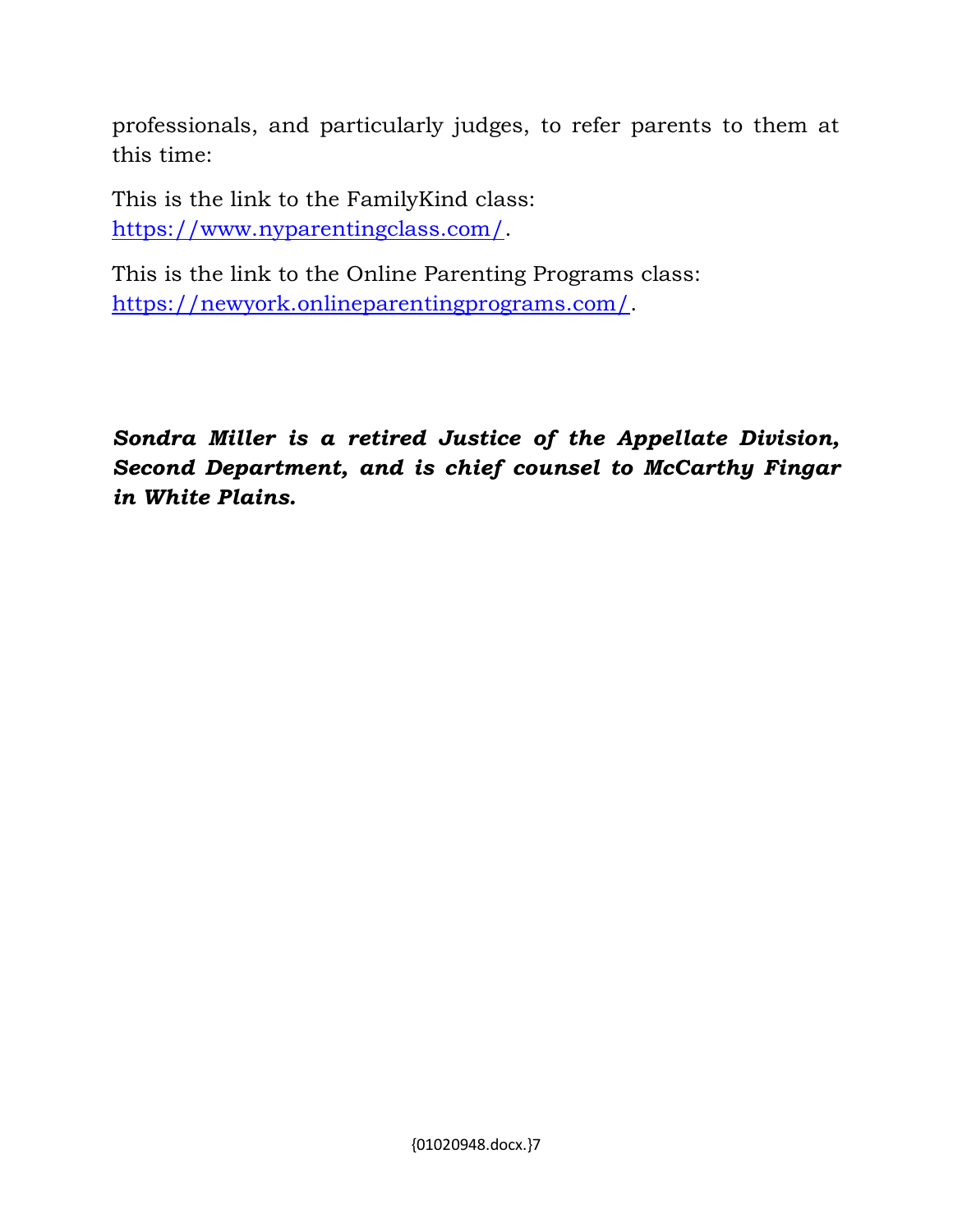professionals, and particularly judges, to refer parents to them at this time:

This is the link to the FamilyKind class: https://www.nyparentingclass.com/.

This is the link to the Online Parenting Programs class: https://newyork.onlineparentingprograms.com/.

***Sondra Miller is a retired Justice of the Appellate Division, Second Department, and is chief counsel to McCarthy Fingar in White Plains.***